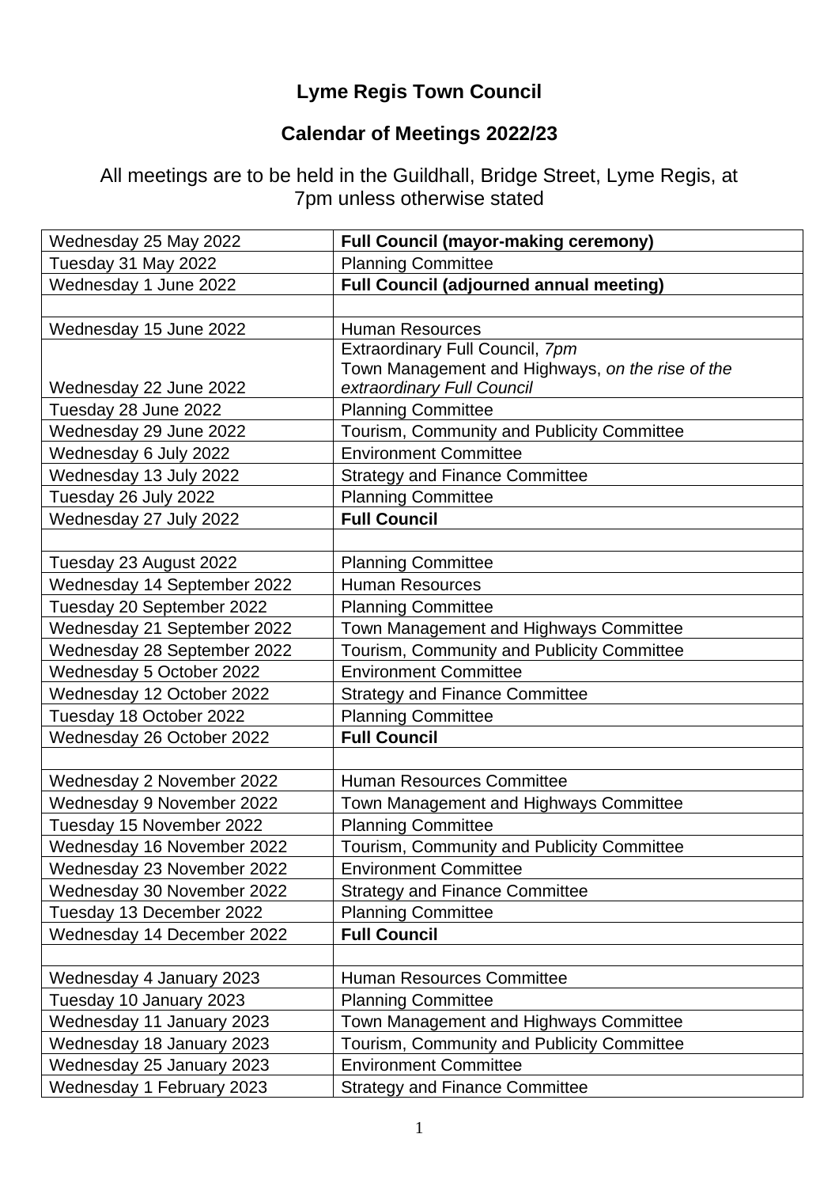# Lyme Regis Town Council

## Calendar of Meetings 2022/23

All meetings are to be held in the Guildhall, Bridge Street, Lyme Regis, at 7pm unless otherwise stated

| | |
|---|---|
| Wednesday 25 May 2022 | **Full Council (mayor-making ceremony)** |
| Tuesday 31 May 2022 | Planning Committee |
| Wednesday 1 June 2022 | **Full Council (adjourned annual meeting)** |
| | |
| Wednesday 15 June 2022 | Human Resources |
| Wednesday 22 June 2022 | Extraordinary Full Council, *7pm*<br>Town Management and Highways, *on the rise of the extraordinary Full Council* |
| Tuesday 28 June 2022 | Planning Committee |
| Wednesday 29 June 2022 | Tourism, Community and Publicity Committee |
| Wednesday 6 July 2022 | Environment Committee |
| Wednesday 13 July 2022 | Strategy and Finance Committee |
| Tuesday 26 July 2022 | Planning Committee |
| Wednesday 27 July 2022 | **Full Council** |
| | |
| Tuesday 23 August 2022 | Planning Committee |
| Wednesday 14 September 2022 | Human Resources |
| Tuesday 20 September 2022 | Planning Committee |
| Wednesday 21 September 2022 | Town Management and Highways Committee |
| Wednesday 28 September 2022 | Tourism, Community and Publicity Committee |
| Wednesday 5 October 2022 | Environment Committee |
| Wednesday 12 October 2022 | Strategy and Finance Committee |
| Tuesday 18 October 2022 | Planning Committee |
| Wednesday 26 October 2022 | **Full Council** |
| | |
| Wednesday 2 November 2022 | Human Resources Committee |
| Wednesday 9 November 2022 | Town Management and Highways Committee |
| Tuesday 15 November 2022 | Planning Committee |
| Wednesday 16 November 2022 | Tourism, Community and Publicity Committee |
| Wednesday 23 November 2022 | Environment Committee |
| Wednesday 30 November 2022 | Strategy and Finance Committee |
| Tuesday 13 December 2022 | Planning Committee |
| Wednesday 14 December 2022 | **Full Council** |
| | |
| Wednesday 4 January 2023 | Human Resources Committee |
| Tuesday 10 January 2023 | Planning Committee |
| Wednesday 11 January 2023 | Town Management and Highways Committee |
| Wednesday 18 January 2023 | Tourism, Community and Publicity Committee |
| Wednesday 25 January 2023 | Environment Committee |
| Wednesday 1 February 2023 | Strategy and Finance Committee |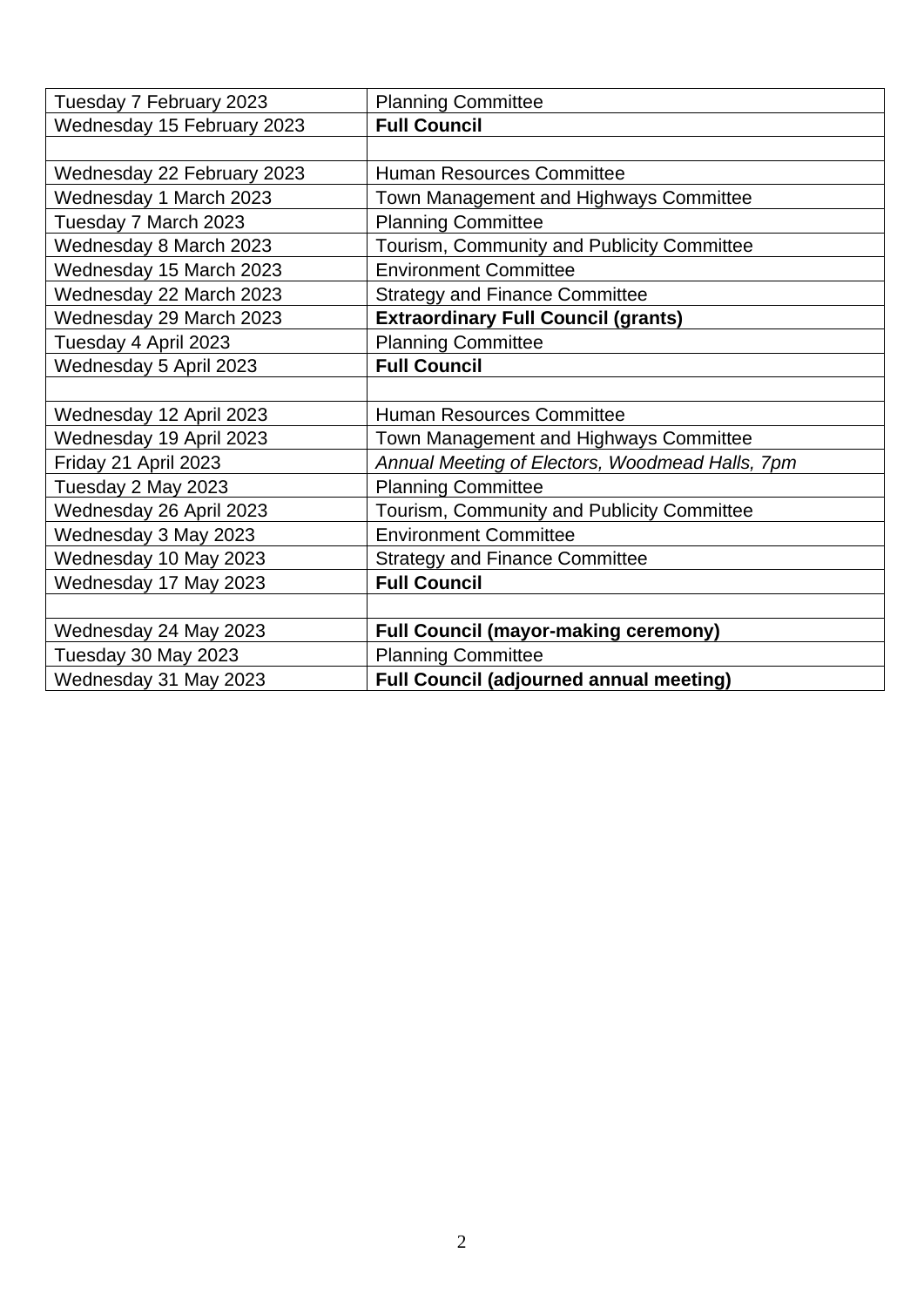| | |
|---|---|
| Tuesday 7 February 2023 | Planning Committee |
| Wednesday 15 February 2023 | **Full Council** |
| | |
| Wednesday 22 February 2023 | Human Resources Committee |
| Wednesday 1 March 2023 | Town Management and Highways Committee |
| Tuesday 7 March 2023 | Planning Committee |
| Wednesday 8 March 2023 | Tourism, Community and Publicity Committee |
| Wednesday 15 March 2023 | Environment Committee |
| Wednesday 22 March 2023 | Strategy and Finance Committee |
| Wednesday 29 March 2023 | **Extraordinary Full Council (grants)** |
| Tuesday 4 April 2023 | Planning Committee |
| Wednesday 5 April 2023 | **Full Council** |
| | |
| Wednesday 12 April 2023 | Human Resources Committee |
| Wednesday 19 April 2023 | Town Management and Highways Committee |
| Friday 21 April 2023 | *Annual Meeting of Electors, Woodmead Halls, 7pm* |
| Tuesday 2 May 2023 | Planning Committee |
| Wednesday 26 April 2023 | Tourism, Community and Publicity Committee |
| Wednesday 3 May 2023 | Environment Committee |
| Wednesday 10 May 2023 | Strategy and Finance Committee |
| Wednesday 17 May 2023 | **Full Council** |
| | |
| Wednesday 24 May 2023 | **Full Council (mayor-making ceremony)** |
| Tuesday 30 May 2023 | Planning Committee |
| Wednesday 31 May 2023 | **Full Council (adjourned annual meeting)** |